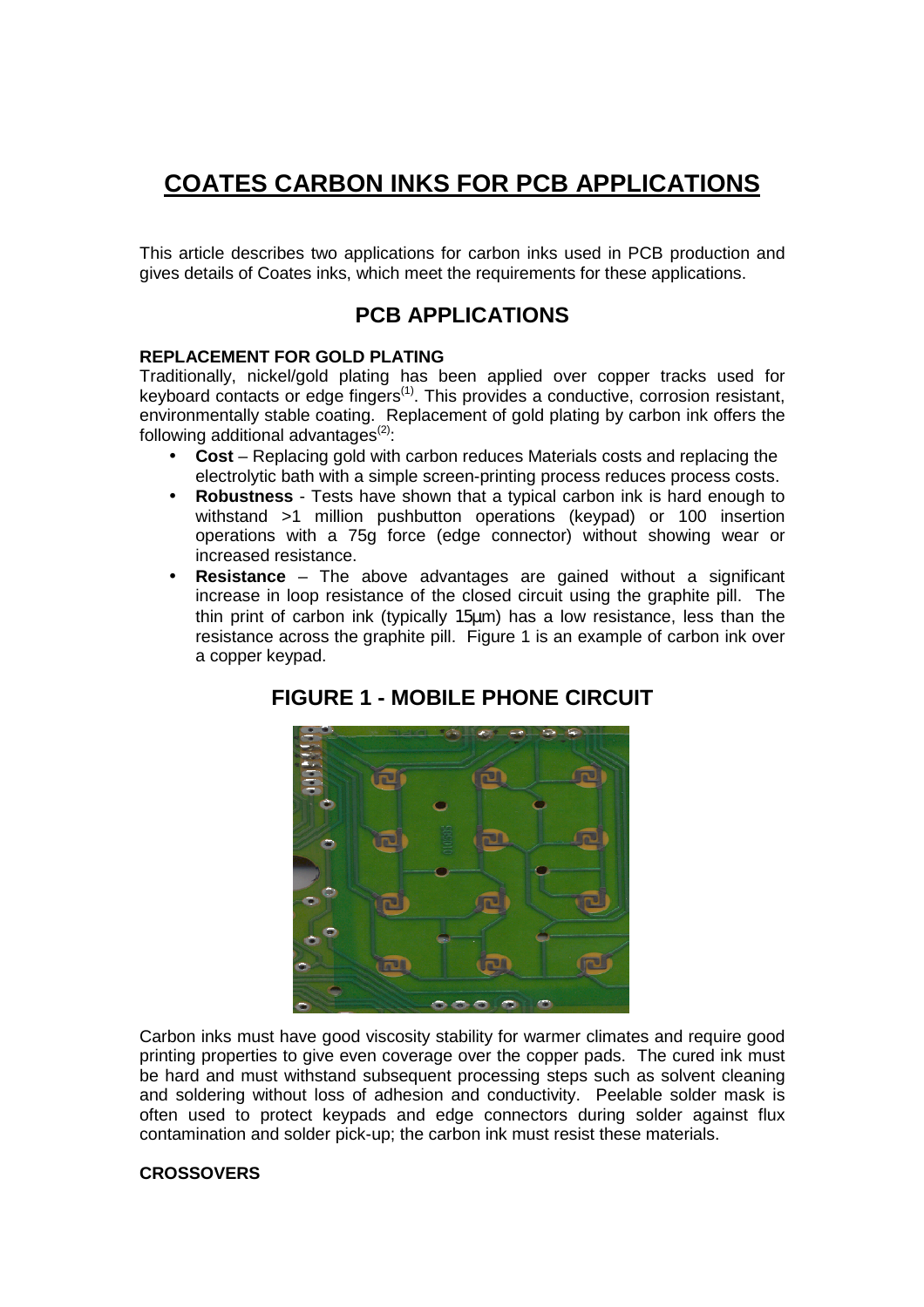# COATES CARBON INKS FOR PCB APPLICATIONS

This article describes two applications for carbon inks used in PCB production and gives details of Coates inks, which meet the requirements for these applications.

## PCB APPLICATIONS

### REPLACEMENT FOR GOLD PLATING

Traditionally, nickel/gold plating has been applied over copper tracks used for keyboard contacts or edge fingers[1]. This provides a conductive, corrosion resistant, environmentally stable coating. Replacement of gold plating by carbon ink offers the following additional advantages[2]:

- **Cost** – Replacing gold with carbon reduces Materials costs and replacing the electrolytic bath with a simple screen-printing process reduces process costs.
- **Robustness** - Tests have shown that a typical carbon ink is hard enough to withstand >1 million pushbutton operations (keypad) or 100 insertion operations with a 75g force (edge connector) without showing wear or increased resistance.
- **Resistance** – The above advantages are gained without a significant increase in loop resistance of the closed circuit using the graphite pill. The thin print of carbon ink (typically 15μm) has a low resistance, less than the resistance across the graphite pill. Figure 1 is an example of carbon ink over a copper keypad.

## FIGURE 1 - MOBILE PHONE CIRCUIT

Carbon inks must have good viscosity stability for warmer climates and require good printing properties to give even coverage over the copper pads. The cured ink must be hard and must withstand subsequent processing steps such as solvent cleaning and soldering without loss of adhesion and conductivity. Peelable solder mask is often used to protect keypads and edge connectors during solder against flux contamination and solder pick-up; the carbon ink must resist these materials.

### CROSSOVERS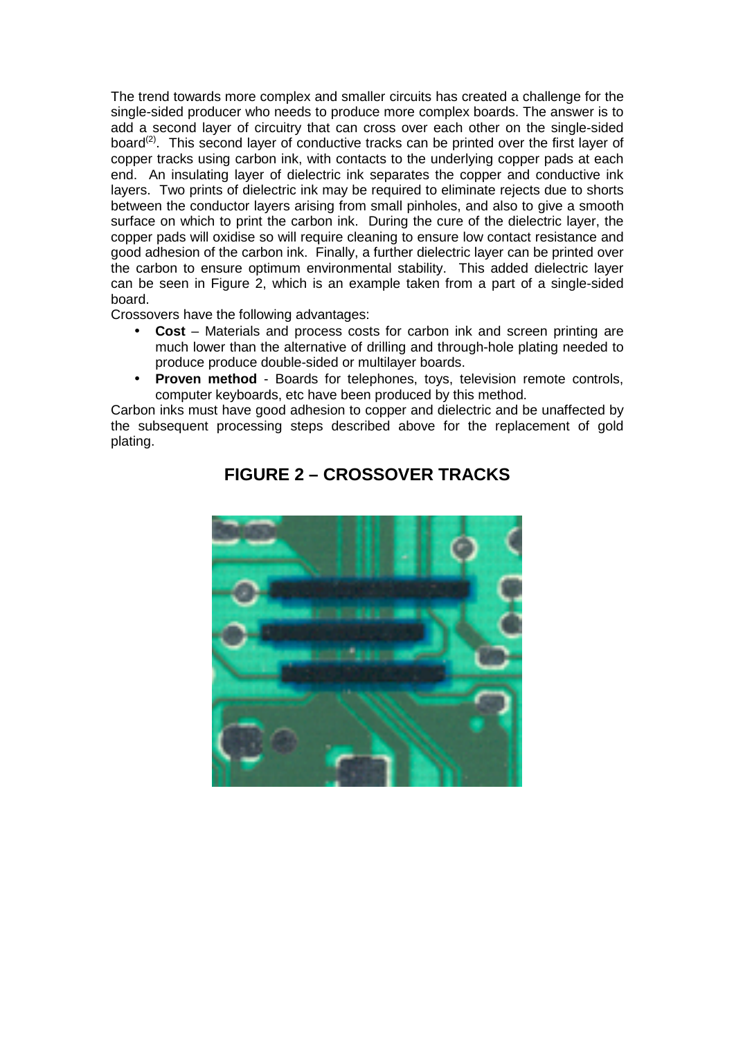The trend towards more complex and smaller circuits has created a challenge for the single-sided producer who needs to produce more complex boards. The answer is to add a second layer of circuitry that can cross over each other on the single-sided board[2]. This second layer of conductive tracks can be printed over the first layer of copper tracks using carbon ink, with contacts to the underlying copper pads at each end. An insulating layer of dielectric ink separates the copper and conductive ink layers. Two prints of dielectric ink may be required to eliminate rejects due to shorts between the conductor layers arising from small pinholes, and also to give a smooth surface on which to print the carbon ink. During the cure of the dielectric layer, the copper pads will oxidise so will require cleaning to ensure low contact resistance and good adhesion of the carbon ink. Finally, a further dielectric layer can be printed over the carbon to ensure optimum environmental stability. This added dielectric layer can be seen in Figure 2, which is an example taken from a part of a single-sided board.

Crossovers have the following advantages:

- **Cost** – Materials and process costs for carbon ink and screen printing are much lower than the alternative of drilling and through-hole plating needed to produce produce double-sided or multilayer boards.
- **Proven method** - Boards for telephones, toys, television remote controls, computer keyboards, etc have been produced by this method.

Carbon inks must have good adhesion to copper and dielectric and be unaffected by the subsequent processing steps described above for the replacement of gold plating.

## FIGURE 2 – CROSSOVER TRACKS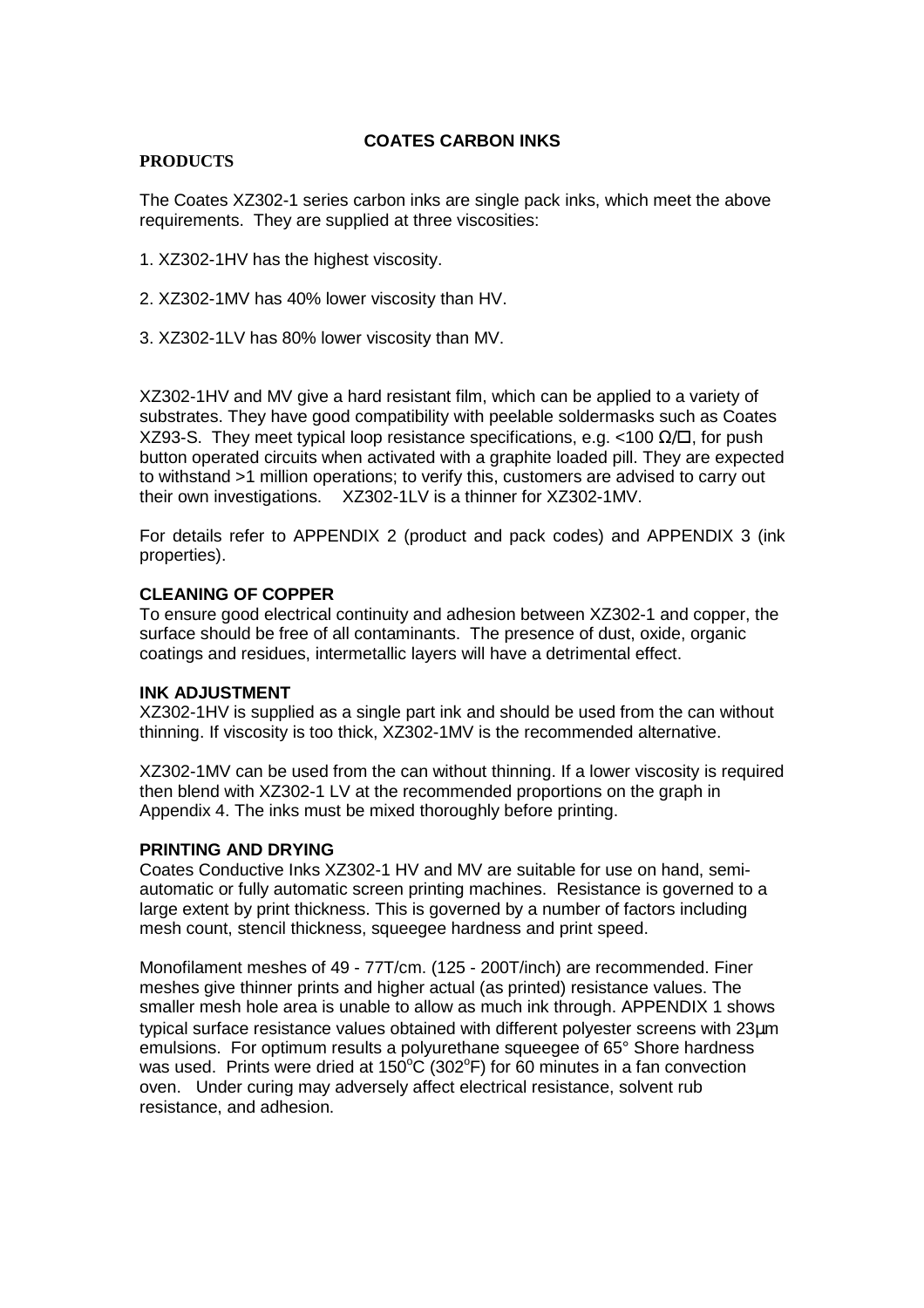## COATES CARBON INKS

### PRODUCTS

The Coates XZ302-1 series carbon inks are single pack inks, which meet the above requirements. They are supplied at three viscosities:

1. XZ302-1HV has the highest viscosity.

2. XZ302-1MV has 40% lower viscosity than HV.

3. XZ302-1LV has 80% lower viscosity than MV.

XZ302-1HV and MV give a hard resistant film, which can be applied to a variety of substrates. They have good compatibility with peelable soldermasks such as Coates XZ93-S. They meet typical loop resistance specifications, e.g. <100 Ω/☐, for push button operated circuits when activated with a graphite loaded pill. They are expected to withstand >1 million operations; to verify this, customers are advised to carry out their own investigations. XZ302-1LV is a thinner for XZ302-1MV.

For details refer to APPENDIX 2 (product and pack codes) and APPENDIX 3 (ink properties).

### CLEANING OF COPPER

To ensure good electrical continuity and adhesion between XZ302-1 and copper, the surface should be free of all contaminants. The presence of dust, oxide, organic coatings and residues, intermetallic layers will have a detrimental effect.

### INK ADJUSTMENT

XZ302-1HV is supplied as a single part ink and should be used from the can without thinning. If viscosity is too thick, XZ302-1MV is the recommended alternative.

XZ302-1MV can be used from the can without thinning. If a lower viscosity is required then blend with XZ302-1 LV at the recommended proportions on the graph in Appendix 4. The inks must be mixed thoroughly before printing.

### PRINTING AND DRYING

Coates Conductive Inks XZ302-1 HV and MV are suitable for use on hand, semi-automatic or fully automatic screen printing machines. Resistance is governed to a large extent by print thickness. This is governed by a number of factors including mesh count, stencil thickness, squeegee hardness and print speed.

Monofilament meshes of 49 - 77T/cm. (125 - 200T/inch) are recommended. Finer meshes give thinner prints and higher actual (as printed) resistance values. The smaller mesh hole area is unable to allow as much ink through. APPENDIX 1 shows typical surface resistance values obtained with different polyester screens with 23µm emulsions. For optimum results a polyurethane squeegee of 65° Shore hardness was used. Prints were dried at 150°C (302°F) for 60 minutes in a fan convection oven. Under curing may adversely affect electrical resistance, solvent rub resistance, and adhesion.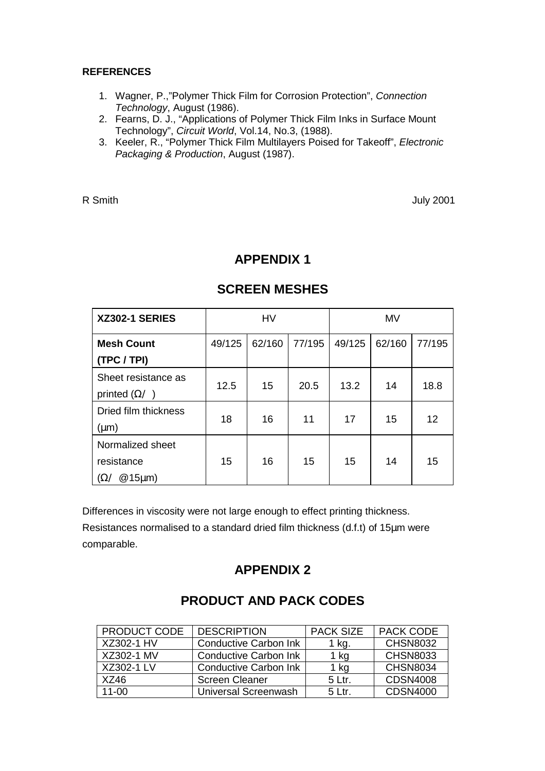**REFERENCES**

1. Wagner, P.,"Polymer Thick Film for Corrosion Protection", *Connection Technology*, August (1986).
2. Fearns, D. J., "Applications of Polymer Thick Film Inks in Surface Mount Technology", *Circuit World*, Vol.14, No.3, (1988).
3. Keeler, R., "Polymer Thick Film Multilayers Poised for Takeoff", *Electronic Packaging & Production*, August (1987).

R Smith July 2001

## APPENDIX 1

## SCREEN MESHES

| **XZ302-1 SERIES** | HV | | | MV | | |
|---|---|---|---|---|---|---|
| **Mesh Count (TPC / TPI)** | 49/125 | 62/160 | 77/195 | 49/125 | 62/160 | 77/195 |
| Sheet resistance as printed (Ω/ ) | 12.5 | 15 | 20.5 | 13.2 | 14 | 18.8 |
| Dried film thickness (µm) | 18 | 16 | 11 | 17 | 15 | 12 |
| Normalized sheet resistance (Ω/ @15µm) | 15 | 16 | 15 | 15 | 14 | 15 |

Differences in viscosity were not large enough to effect printing thickness. Resistances normalised to a standard dried film thickness (d.f.t) of 15µm were comparable.

## APPENDIX 2

## PRODUCT AND PACK CODES

| PRODUCT CODE | DESCRIPTION | PACK SIZE | PACK CODE |
|---|---|---|---|
| XZ302-1 HV | Conductive Carbon Ink | 1 kg. | CHSN8032 |
| XZ302-1 MV | Conductive Carbon Ink | 1 kg | CHSN8033 |
| XZ302-1 LV | Conductive Carbon Ink | 1 kg | CHSN8034 |
| XZ46 | Screen Cleaner | 5 Ltr. | CDSN4008 |
| 11-00 | Universal Screenwash | 5 Ltr. | CDSN4000 |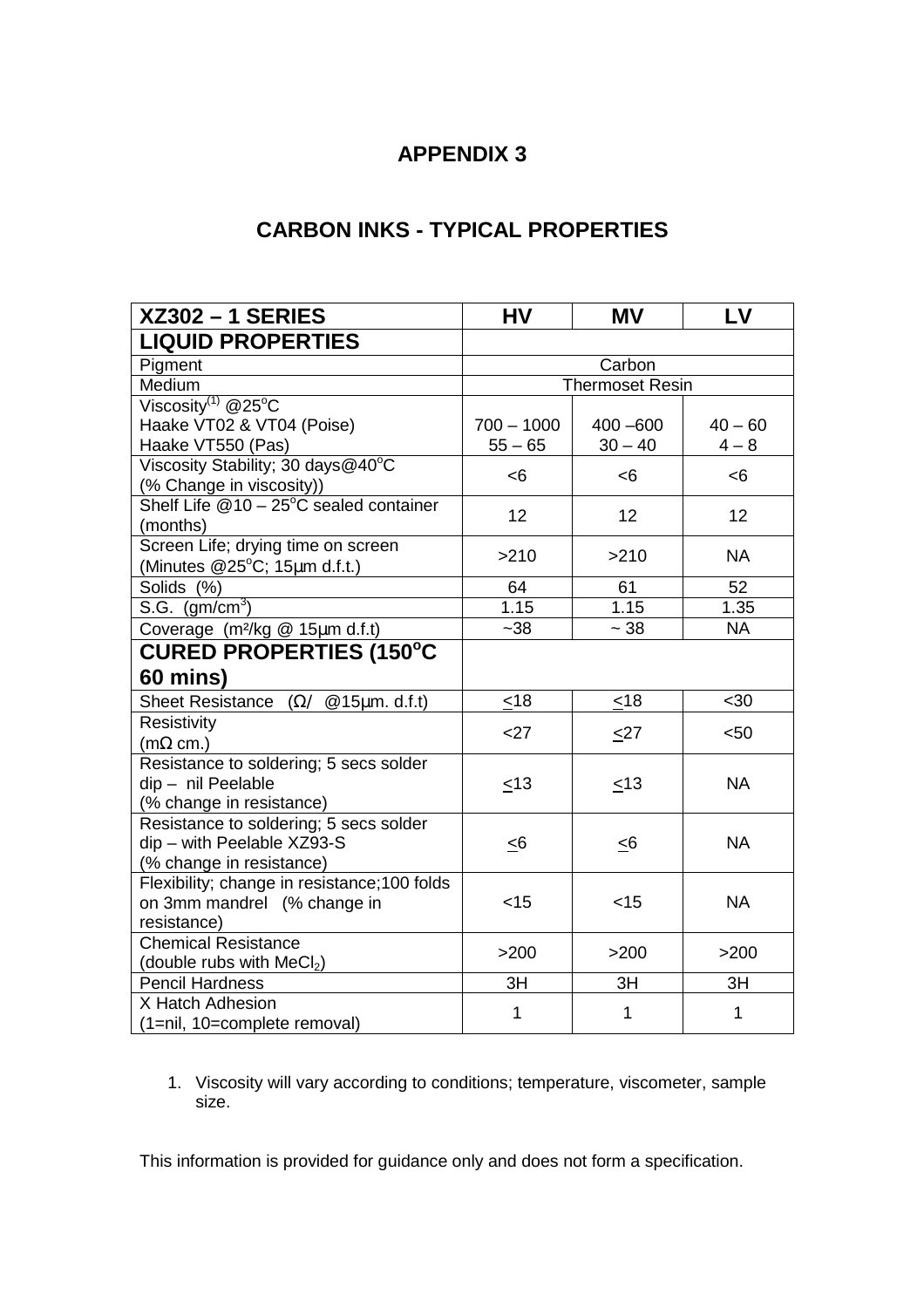# APPENDIX 3

## CARBON INKS - TYPICAL PROPERTIES

| XZ302 – 1 SERIES | HV | MV | LV |
|---|---|---|---|
| **LIQUID PROPERTIES** | | | |
| Pigment | Carbon | | |
| Medium | Thermoset Resin | | |
| Viscosity[1] @25°C<br>Haake VT02 & VT04 (Poise)<br>Haake VT550 (Pas) | 700 – 1000<br>55 – 65 | 400 –600<br>30 – 40 | 40 – 60<br>4 – 8 |
| Viscosity Stability; 30 days@40°C (% Change in viscosity)) | <6 | <6 | <6 |
| Shelf Life @10 – 25°C sealed container (months) | 12 | 12 | 12 |
| Screen Life; drying time on screen (Minutes @25°C; 15µm d.f.t.) | >210 | >210 | NA |
| Solids (%) | 64 | 61 | 52 |
| S.G. (gm/cm³) | 1.15 | 1.15 | 1.35 |
| Coverage (m²/kg @ 15µm d.f.t) | ~38 | ~ 38 | NA |
| **CURED PROPERTIES (150°C 60 mins)** | | | |
| Sheet Resistance (Ω/ @15µm. d.f.t) | ≤18 | ≤18 | <30 |
| Resistivity (mΩ cm.) | <27 | ≤27 | <50 |
| Resistance to soldering; 5 secs solder dip – nil Peelable (% change in resistance) | ≤13 | ≤13 | NA |
| Resistance to soldering; 5 secs solder dip – with Peelable XZ93-S (% change in resistance) | ≤6 | ≤6 | NA |
| Flexibility; change in resistance;100 folds on 3mm mandrel (% change in resistance) | <15 | <15 | NA |
| Chemical Resistance (double rubs with $MeCl_2$) | >200 | >200 | >200 |
| Pencil Hardness | 3H | 3H | 3H |
| X Hatch Adhesion (1=nil, 10=complete removal) | 1 | 1 | 1 |

1. Viscosity will vary according to conditions; temperature, viscometer, sample size.

This information is provided for guidance only and does not form a specification.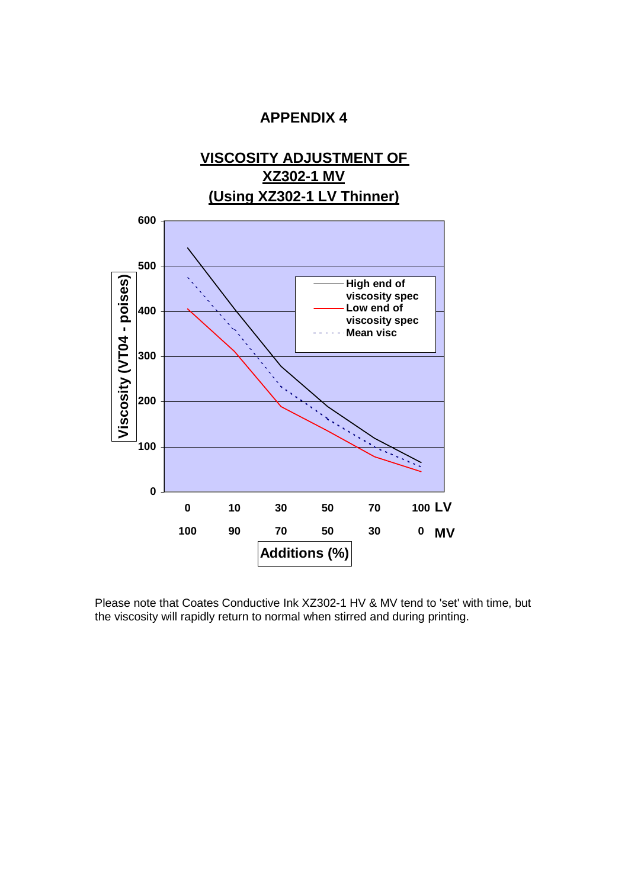# APPENDIX 4

## VISCOSITY ADJUSTMENT OF XZ302-1 MV (Using XZ302-1 LV Thinner)

Viscosity (VT04 - poises)

600
500
400
300
200
100
0

High end of viscosity spec
Low end of viscosity spec
Mean visc

0 10 30 50 70 100 LV
100 90 70 50 30 0 MV

Additions (%)

Please note that Coates Conductive Ink XZ302-1 HV & MV tend to 'set' with time, but the viscosity will rapidly return to normal when stirred and during printing.